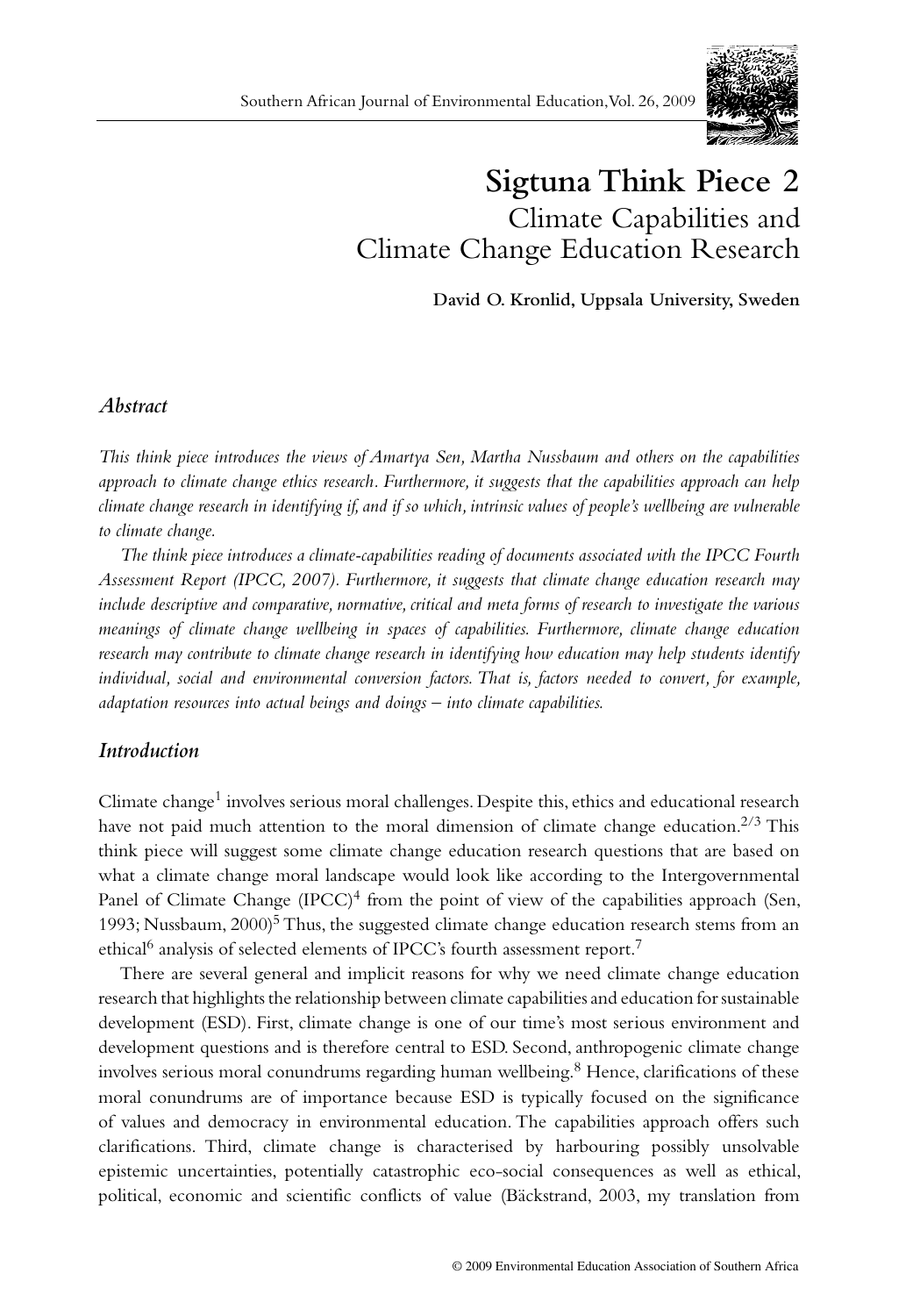# Sigtuna Think Piece 2

## Climate Capabilities and Climate Change Education Research

**David O. Kronlid, Uppsala University, Sweden**

### *Abstract*

*This think piece introduces the views of Amartya Sen, Martha Nussbaum and others on the capabilities approach to climate change ethics research. Furthermore, it suggests that the capabilities approach can help climate change research in identifying if, and if so which, intrinsic values of people's wellbeing are vulnerable to climate change.*

*The think piece introduces a climate-capabilities reading of documents associated with the IPCC Fourth Assessment Report (IPCC, 2007). Furthermore, it suggests that climate change education research may include descriptive and comparative, normative, critical and meta forms of research to investigate the various meanings of climate change wellbeing in spaces of capabilities. Furthermore, climate change education research may contribute to climate change research in identifying how education may help students identify individual, social and environmental conversion factors. That is, factors needed to convert, for example, adaptation resources into actual beings and doings – into climate capabilities.*

### *Introduction*

Climate change[1] involves serious moral challenges. Despite this, ethics and educational research have not paid much attention to the moral dimension of climate change education.[2/3] This think piece will suggest some climate change education research questions that are based on what a climate change moral landscape would look like according to the Intergovernmental Panel of Climate Change (IPCC)[4] from the point of view of the capabilities approach (Sen, 1993; Nussbaum, 2000)[5] Thus, the suggested climate change education research stems from an ethical[6] analysis of selected elements of IPCC's fourth assessment report.[7]

There are several general and implicit reasons for why we need climate change education research that highlights the relationship between climate capabilities and education for sustainable development (ESD). First, climate change is one of our time's most serious environment and development questions and is therefore central to ESD. Second, anthropogenic climate change involves serious moral conundrums regarding human wellbeing.[8] Hence, clarifications of these moral conundrums are of importance because ESD is typically focused on the significance of values and democracy in environmental education. The capabilities approach offers such clarifications. Third, climate change is characterised by harbouring possibly unsolvable epistemic uncertainties, potentially catastrophic eco-social consequences as well as ethical, political, economic and scientific conflicts of value (Bäckstrand, 2003, my translation from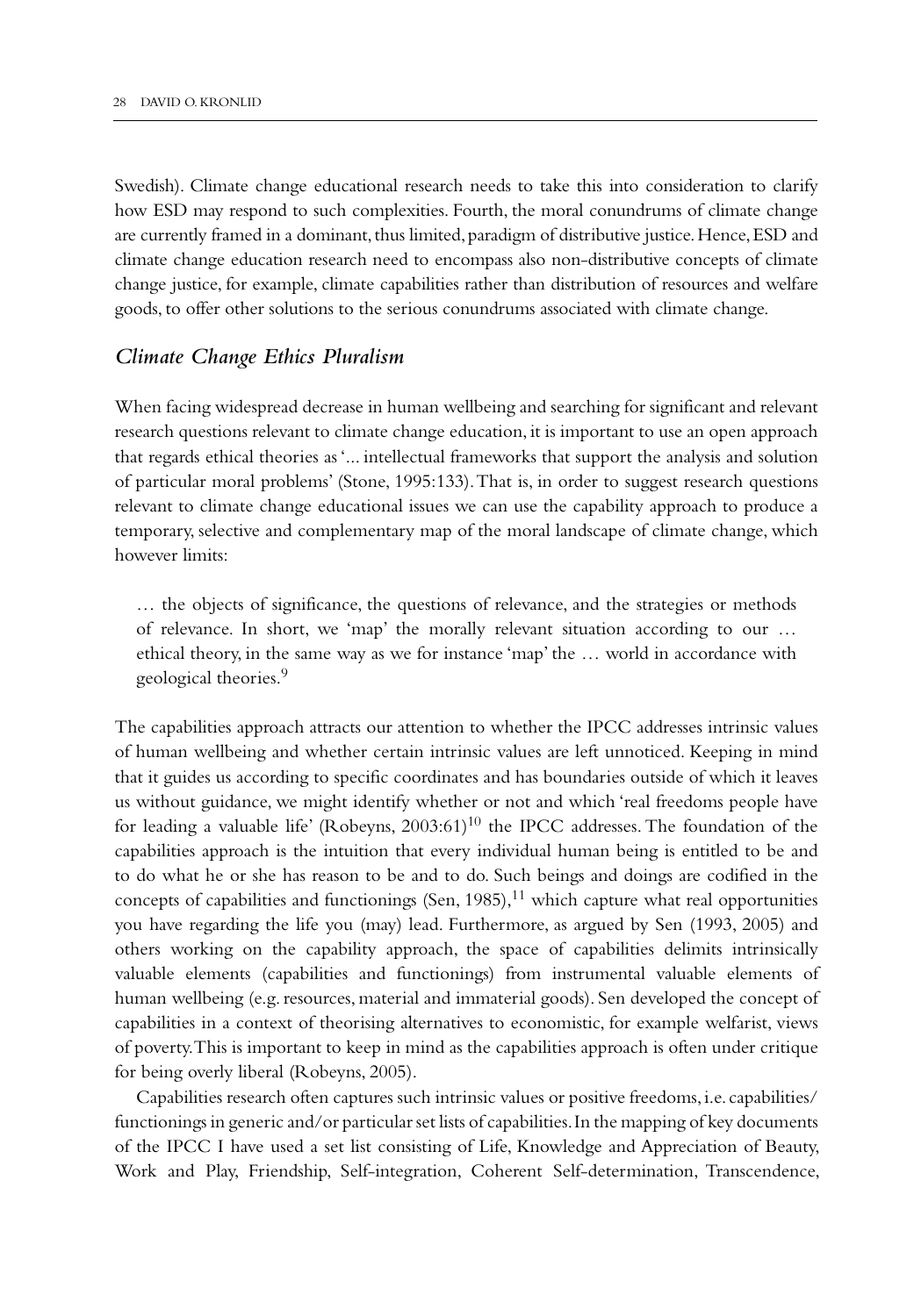Swedish). Climate change educational research needs to take this into consideration to clarify how ESD may respond to such complexities. Fourth, the moral conundrums of climate change are currently framed in a dominant, thus limited, paradigm of distributive justice. Hence, ESD and climate change education research need to encompass also non-distributive concepts of climate change justice, for example, climate capabilities rather than distribution of resources and welfare goods, to offer other solutions to the serious conundrums associated with climate change.

## *Climate Change Ethics Pluralism*

When facing widespread decrease in human wellbeing and searching for significant and relevant research questions relevant to climate change education, it is important to use an open approach that regards ethical theories as '... intellectual frameworks that support the analysis and solution of particular moral problems' (Stone, 1995:133). That is, in order to suggest research questions relevant to climate change educational issues we can use the capability approach to produce a temporary, selective and complementary map of the moral landscape of climate change, which however limits:

> … the objects of significance, the questions of relevance, and the strategies or methods of relevance. In short, we 'map' the morally relevant situation according to our … ethical theory, in the same way as we for instance 'map' the … world in accordance with geological theories.[9]

The capabilities approach attracts our attention to whether the IPCC addresses intrinsic values of human wellbeing and whether certain intrinsic values are left unnoticed. Keeping in mind that it guides us according to specific coordinates and has boundaries outside of which it leaves us without guidance, we might identify whether or not and which 'real freedoms people have for leading a valuable life' (Robeyns, 2003:61)[10] the IPCC addresses. The foundation of the capabilities approach is the intuition that every individual human being is entitled to be and to do what he or she has reason to be and to do. Such beings and doings are codified in the concepts of capabilities and functionings (Sen, 1985),[11] which capture what real opportunities you have regarding the life you (may) lead. Furthermore, as argued by Sen (1993, 2005) and others working on the capability approach, the space of capabilities delimits intrinsically valuable elements (capabilities and functionings) from instrumental valuable elements of human wellbeing (e.g. resources, material and immaterial goods). Sen developed the concept of capabilities in a context of theorising alternatives to economistic, for example welfarist, views of poverty. This is important to keep in mind as the capabilities approach is often under critique for being overly liberal (Robeyns, 2005).

Capabilities research often captures such intrinsic values or positive freedoms, i.e. capabilities/functionings in generic and/or particular set lists of capabilities. In the mapping of key documents of the IPCC I have used a set list consisting of Life, Knowledge and Appreciation of Beauty, Work and Play, Friendship, Self-integration, Coherent Self-determination, Transcendence,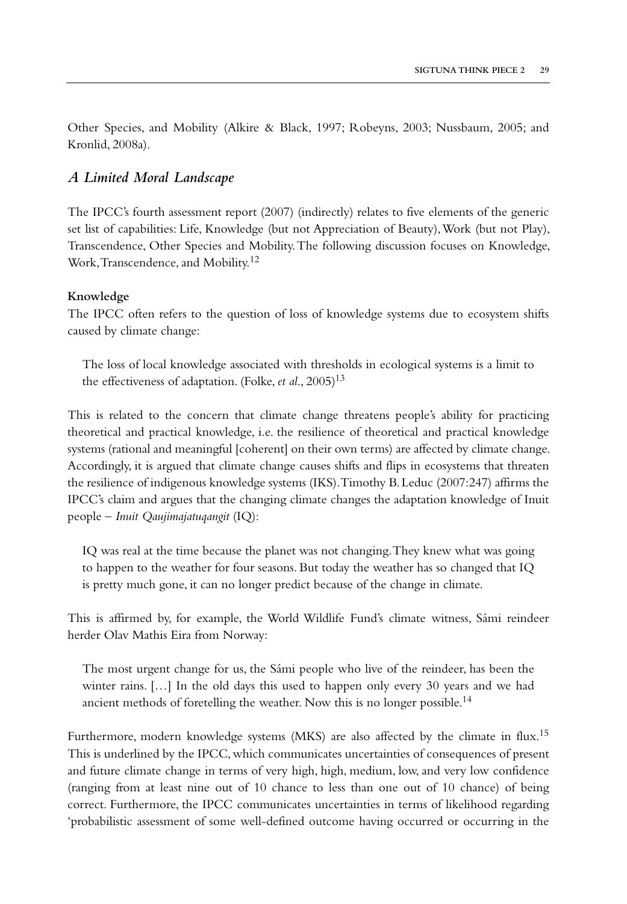Other Species, and Mobility (Alkire & Black, 1997; Robeyns, 2003; Nussbaum, 2005; and Kronlid, 2008a).

## *A Limited Moral Landscape*

The IPCC's fourth assessment report (2007) (indirectly) relates to five elements of the generic set list of capabilities: Life, Knowledge (but not Appreciation of Beauty), Work (but not Play), Transcendence, Other Species and Mobility. The following discussion focuses on Knowledge, Work, Transcendence, and Mobility.[12]

**Knowledge**

The IPCC often refers to the question of loss of knowledge systems due to ecosystem shifts caused by climate change:

> The loss of local knowledge associated with thresholds in ecological systems is a limit to the effectiveness of adaptation. (Folke, *et al.*, 2005)[13]

This is related to the concern that climate change threatens people's ability for practicing theoretical and practical knowledge, i.e. the resilience of theoretical and practical knowledge systems (rational and meaningful [coherent] on their own terms) are affected by climate change. Accordingly, it is argued that climate change causes shifts and flips in ecosystems that threaten the resilience of indigenous knowledge systems (IKS). Timothy B. Leduc (2007:247) affirms the IPCC's claim and argues that the changing climate changes the adaptation knowledge of Inuit people – *Inuit Qaujimajatuqangit* (IQ):

> IQ was real at the time because the planet was not changing. They knew what was going to happen to the weather for four seasons. But today the weather has so changed that IQ is pretty much gone, it can no longer predict because of the change in climate.

This is affirmed by, for example, the World Wildlife Fund's climate witness, Sámi reindeer herder Olav Mathis Eira from Norway:

> The most urgent change for us, the Sámi people who live of the reindeer, has been the winter rains. […] In the old days this used to happen only every 30 years and we had ancient methods of foretelling the weather. Now this is no longer possible.[14]

Furthermore, modern knowledge systems (MKS) are also affected by the climate in flux.[15] This is underlined by the IPCC, which communicates uncertainties of consequences of present and future climate change in terms of very high, high, medium, low, and very low confidence (ranging from at least nine out of 10 chance to less than one out of 10 chance) of being correct. Furthermore, the IPCC communicates uncertainties in terms of likelihood regarding 'probabilistic assessment of some well-defined outcome having occurred or occurring in the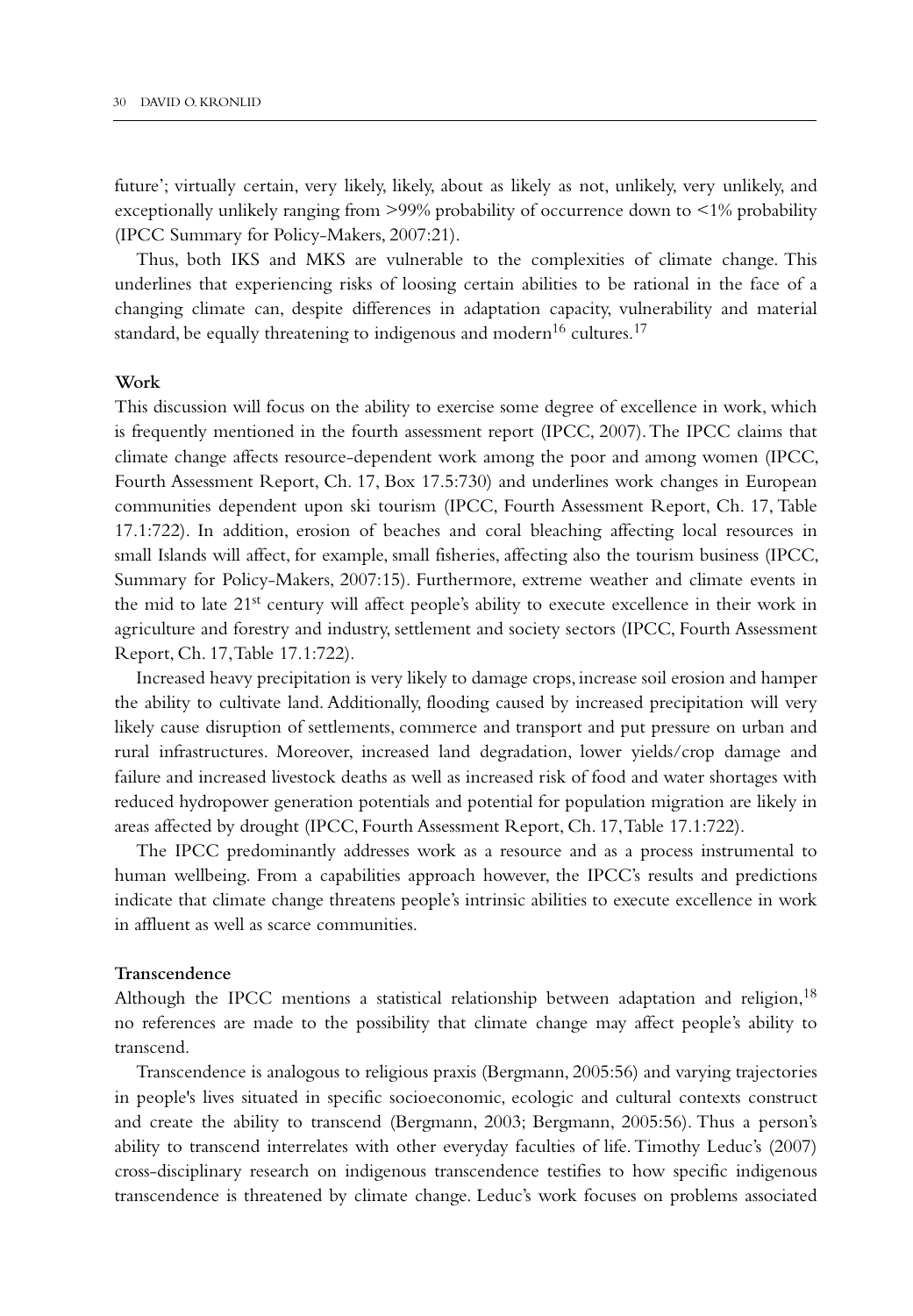future'; virtually certain, very likely, likely, about as likely as not, unlikely, very unlikely, and exceptionally unlikely ranging from >99% probability of occurrence down to <1% probability (IPCC Summary for Policy-Makers, 2007:21).

Thus, both IKS and MKS are vulnerable to the complexities of climate change. This underlines that experiencing risks of loosing certain abilities to be rational in the face of a changing climate can, despite differences in adaptation capacity, vulnerability and material standard, be equally threatening to indigenous and modern[16] cultures.[17]

**Work**

This discussion will focus on the ability to exercise some degree of excellence in work, which is frequently mentioned in the fourth assessment report (IPCC, 2007). The IPCC claims that climate change affects resource-dependent work among the poor and among women (IPCC, Fourth Assessment Report, Ch. 17, Box 17.5:730) and underlines work changes in European communities dependent upon ski tourism (IPCC, Fourth Assessment Report, Ch. 17, Table 17.1:722). In addition, erosion of beaches and coral bleaching affecting local resources in small Islands will affect, for example, small fisheries, affecting also the tourism business (IPCC, Summary for Policy-Makers, 2007:15). Furthermore, extreme weather and climate events in the mid to late 21st century will affect people's ability to execute excellence in their work in agriculture and forestry and industry, settlement and society sectors (IPCC, Fourth Assessment Report, Ch. 17, Table 17.1:722).

Increased heavy precipitation is very likely to damage crops, increase soil erosion and hamper the ability to cultivate land. Additionally, flooding caused by increased precipitation will very likely cause disruption of settlements, commerce and transport and put pressure on urban and rural infrastructures. Moreover, increased land degradation, lower yields/crop damage and failure and increased livestock deaths as well as increased risk of food and water shortages with reduced hydropower generation potentials and potential for population migration are likely in areas affected by drought (IPCC, Fourth Assessment Report, Ch. 17, Table 17.1:722).

The IPCC predominantly addresses work as a resource and as a process instrumental to human wellbeing. From a capabilities approach however, the IPCC's results and predictions indicate that climate change threatens people's intrinsic abilities to execute excellence in work in affluent as well as scarce communities.

**Transcendence**

Although the IPCC mentions a statistical relationship between adaptation and religion,[18] no references are made to the possibility that climate change may affect people's ability to transcend.

Transcendence is analogous to religious praxis (Bergmann, 2005:56) and varying trajectories in people's lives situated in specific socioeconomic, ecologic and cultural contexts construct and create the ability to transcend (Bergmann, 2003; Bergmann, 2005:56). Thus a person's ability to transcend interrelates with other everyday faculties of life. Timothy Leduc's (2007) cross-disciplinary research on indigenous transcendence testifies to how specific indigenous transcendence is threatened by climate change. Leduc's work focuses on problems associated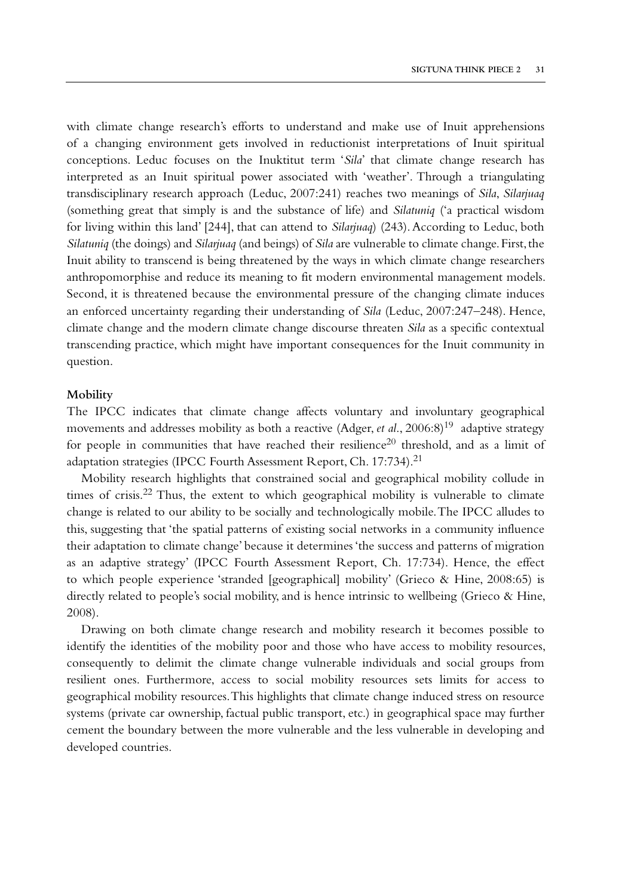with climate change research's efforts to understand and make use of Inuit apprehensions of a changing environment gets involved in reductionist interpretations of Inuit spiritual conceptions. Leduc focuses on the Inuktitut term '*Sila*' that climate change research has interpreted as an Inuit spiritual power associated with 'weather'. Through a triangulating transdisciplinary research approach (Leduc, 2007:241) reaches two meanings of *Sila*, *Silarjuaq* (something great that simply is and the substance of life) and *Silatuniq* ('a practical wisdom for living within this land' [244], that can attend to *Silarjuaq*) (243). According to Leduc, both *Silatuniq* (the doings) and *Silarjuaq* (and beings) of *Sila* are vulnerable to climate change. First, the Inuit ability to transcend is being threatened by the ways in which climate change researchers anthropomorphise and reduce its meaning to fit modern environmental management models. Second, it is threatened because the environmental pressure of the changing climate induces an enforced uncertainty regarding their understanding of *Sila* (Leduc, 2007:247–248). Hence, climate change and the modern climate change discourse threaten *Sila* as a specific contextual transcending practice, which might have important consequences for the Inuit community in question.

**Mobility**

The IPCC indicates that climate change affects voluntary and involuntary geographical movements and addresses mobility as both a reactive (Adger, *et al.*, 2006:8)[19] adaptive strategy for people in communities that have reached their resilience[20] threshold, and as a limit of adaptation strategies (IPCC Fourth Assessment Report, Ch. 17:734).[21]

Mobility research highlights that constrained social and geographical mobility collude in times of crisis.[22] Thus, the extent to which geographical mobility is vulnerable to climate change is related to our ability to be socially and technologically mobile. The IPCC alludes to this, suggesting that 'the spatial patterns of existing social networks in a community influence their adaptation to climate change' because it determines 'the success and patterns of migration as an adaptive strategy' (IPCC Fourth Assessment Report, Ch. 17:734). Hence, the effect to which people experience 'stranded [geographical] mobility' (Grieco & Hine, 2008:65) is directly related to people's social mobility, and is hence intrinsic to wellbeing (Grieco & Hine, 2008).

Drawing on both climate change research and mobility research it becomes possible to identify the identities of the mobility poor and those who have access to mobility resources, consequently to delimit the climate change vulnerable individuals and social groups from resilient ones. Furthermore, access to social mobility resources sets limits for access to geographical mobility resources. This highlights that climate change induced stress on resource systems (private car ownership, factual public transport, etc.) in geographical space may further cement the boundary between the more vulnerable and the less vulnerable in developing and developed countries.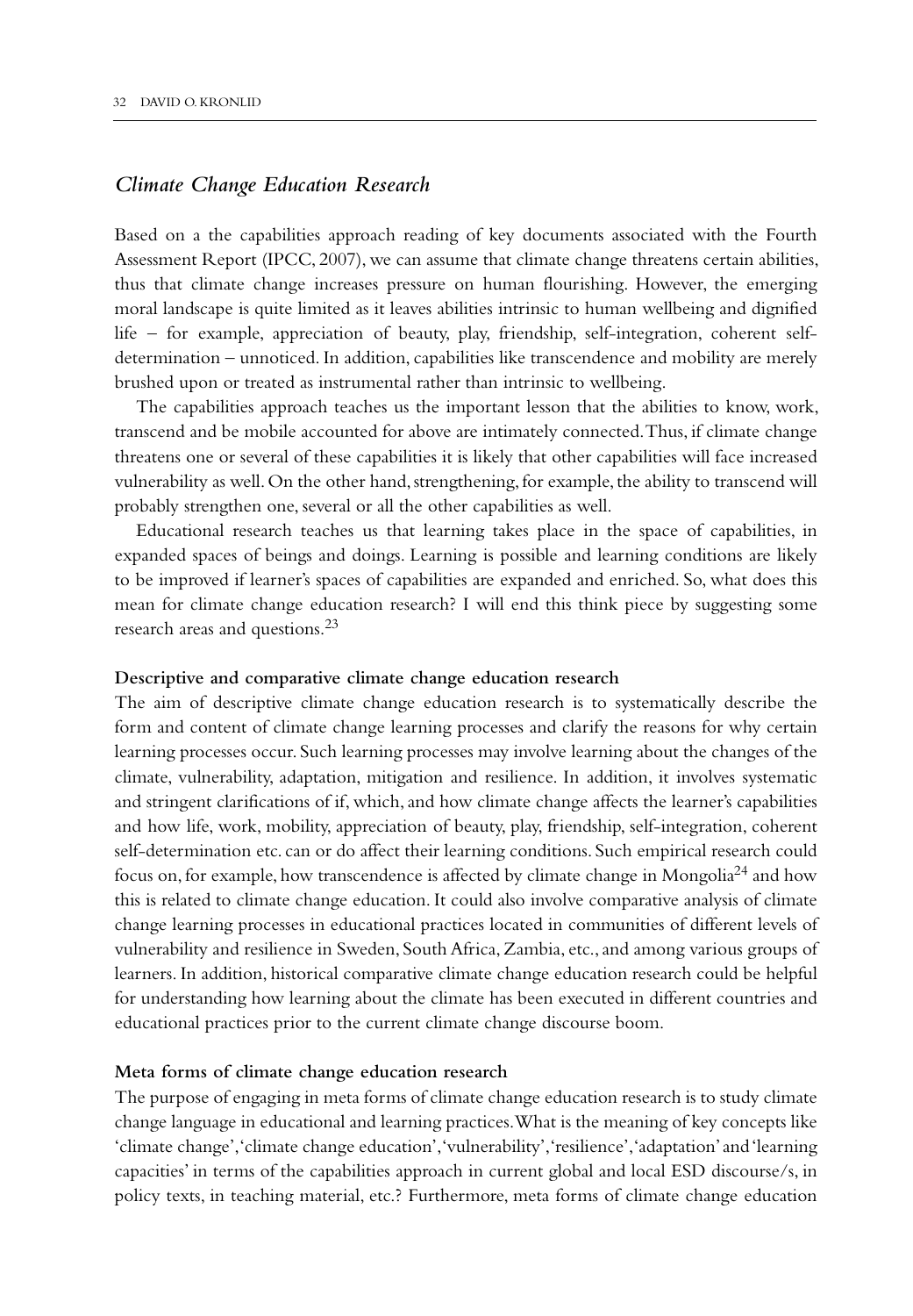## *Climate Change Education Research*

Based on a the capabilities approach reading of key documents associated with the Fourth Assessment Report (IPCC, 2007), we can assume that climate change threatens certain abilities, thus that climate change increases pressure on human flourishing. However, the emerging moral landscape is quite limited as it leaves abilities intrinsic to human wellbeing and dignified life – for example, appreciation of beauty, play, friendship, self-integration, coherent self-determination – unnoticed. In addition, capabilities like transcendence and mobility are merely brushed upon or treated as instrumental rather than intrinsic to wellbeing.

The capabilities approach teaches us the important lesson that the abilities to know, work, transcend and be mobile accounted for above are intimately connected. Thus, if climate change threatens one or several of these capabilities it is likely that other capabilities will face increased vulnerability as well. On the other hand, strengthening, for example, the ability to transcend will probably strengthen one, several or all the other capabilities as well.

Educational research teaches us that learning takes place in the space of capabilities, in expanded spaces of beings and doings. Learning is possible and learning conditions are likely to be improved if learner's spaces of capabilities are expanded and enriched. So, what does this mean for climate change education research? I will end this think piece by suggesting some research areas and questions.[23]

**Descriptive and comparative climate change education research**

The aim of descriptive climate change education research is to systematically describe the form and content of climate change learning processes and clarify the reasons for why certain learning processes occur. Such learning processes may involve learning about the changes of the climate, vulnerability, adaptation, mitigation and resilience. In addition, it involves systematic and stringent clarifications of if, which, and how climate change affects the learner's capabilities and how life, work, mobility, appreciation of beauty, play, friendship, self-integration, coherent self-determination etc. can or do affect their learning conditions. Such empirical research could focus on, for example, how transcendence is affected by climate change in Mongolia[24] and how this is related to climate change education. It could also involve comparative analysis of climate change learning processes in educational practices located in communities of different levels of vulnerability and resilience in Sweden, South Africa, Zambia, etc., and among various groups of learners. In addition, historical comparative climate change education research could be helpful for understanding how learning about the climate has been executed in different countries and educational practices prior to the current climate change discourse boom.

**Meta forms of climate change education research**

The purpose of engaging in meta forms of climate change education research is to study climate change language in educational and learning practices. What is the meaning of key concepts like 'climate change', 'climate change education', 'vulnerability', 'resilience', 'adaptation' and 'learning capacities' in terms of the capabilities approach in current global and local ESD discourse/s, in policy texts, in teaching material, etc.? Furthermore, meta forms of climate change education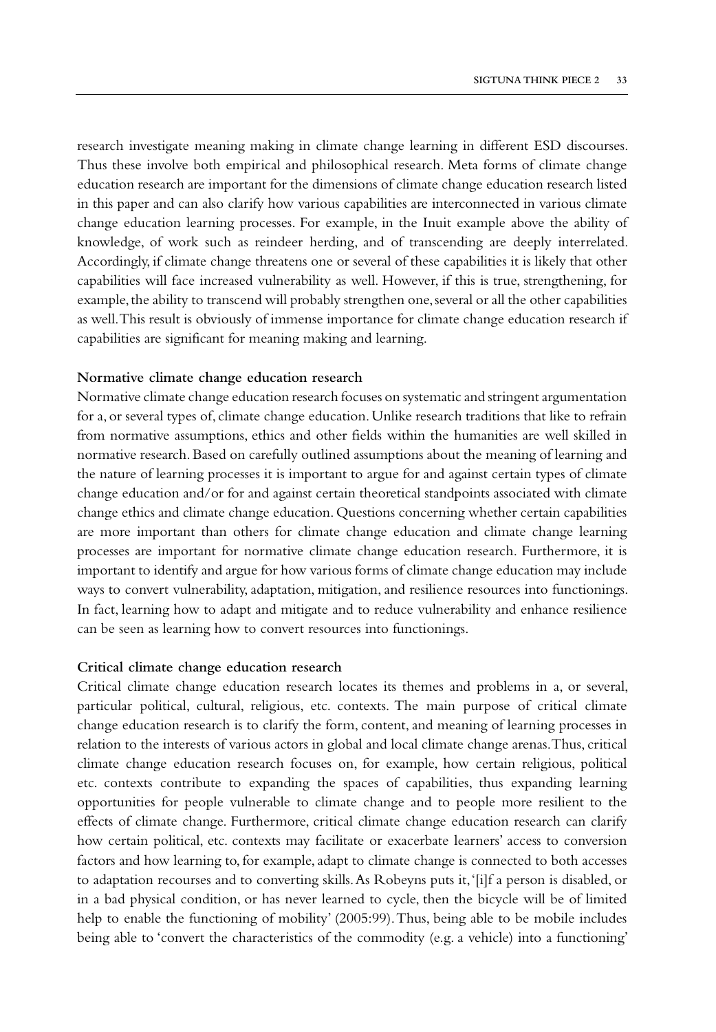research investigate meaning making in climate change learning in different ESD discourses. Thus these involve both empirical and philosophical research. Meta forms of climate change education research are important for the dimensions of climate change education research listed in this paper and can also clarify how various capabilities are interconnected in various climate change education learning processes. For example, in the Inuit example above the ability of knowledge, of work such as reindeer herding, and of transcending are deeply interrelated. Accordingly, if climate change threatens one or several of these capabilities it is likely that other capabilities will face increased vulnerability as well. However, if this is true, strengthening, for example, the ability to transcend will probably strengthen one, several or all the other capabilities as well. This result is obviously of immense importance for climate change education research if capabilities are significant for meaning making and learning.

**Normative climate change education research**

Normative climate change education research focuses on systematic and stringent argumentation for a, or several types of, climate change education. Unlike research traditions that like to refrain from normative assumptions, ethics and other fields within the humanities are well skilled in normative research. Based on carefully outlined assumptions about the meaning of learning and the nature of learning processes it is important to argue for and against certain types of climate change education and/or for and against certain theoretical standpoints associated with climate change ethics and climate change education. Questions concerning whether certain capabilities are more important than others for climate change education and climate change learning processes are important for normative climate change education research. Furthermore, it is important to identify and argue for how various forms of climate change education may include ways to convert vulnerability, adaptation, mitigation, and resilience resources into functionings. In fact, learning how to adapt and mitigate and to reduce vulnerability and enhance resilience can be seen as learning how to convert resources into functionings.

**Critical climate change education research**

Critical climate change education research locates its themes and problems in a, or several, particular political, cultural, religious, etc. contexts. The main purpose of critical climate change education research is to clarify the form, content, and meaning of learning processes in relation to the interests of various actors in global and local climate change arenas. Thus, critical climate change education research focuses on, for example, how certain religious, political etc. contexts contribute to expanding the spaces of capabilities, thus expanding learning opportunities for people vulnerable to climate change and to people more resilient to the effects of climate change. Furthermore, critical climate change education research can clarify how certain political, etc. contexts may facilitate or exacerbate learners' access to conversion factors and how learning to, for example, adapt to climate change is connected to both accesses to adaptation recourses and to converting skills. As Robeyns puts it, '[i]f a person is disabled, or in a bad physical condition, or has never learned to cycle, then the bicycle will be of limited help to enable the functioning of mobility' (2005:99). Thus, being able to be mobile includes being able to 'convert the characteristics of the commodity (e.g. a vehicle) into a functioning'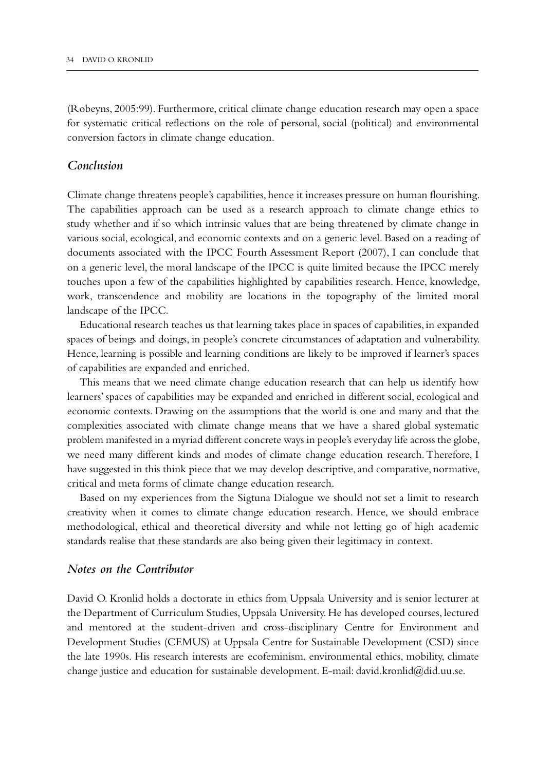(Robeyns, 2005:99). Furthermore, critical climate change education research may open a space for systematic critical reflections on the role of personal, social (political) and environmental conversion factors in climate change education.

## *Conclusion*

Climate change threatens people's capabilities, hence it increases pressure on human flourishing. The capabilities approach can be used as a research approach to climate change ethics to study whether and if so which intrinsic values that are being threatened by climate change in various social, ecological, and economic contexts and on a generic level. Based on a reading of documents associated with the IPCC Fourth Assessment Report (2007), I can conclude that on a generic level, the moral landscape of the IPCC is quite limited because the IPCC merely touches upon a few of the capabilities highlighted by capabilities research. Hence, knowledge, work, transcendence and mobility are locations in the topography of the limited moral landscape of the IPCC.

Educational research teaches us that learning takes place in spaces of capabilities, in expanded spaces of beings and doings, in people's concrete circumstances of adaptation and vulnerability. Hence, learning is possible and learning conditions are likely to be improved if learner's spaces of capabilities are expanded and enriched.

This means that we need climate change education research that can help us identify how learners' spaces of capabilities may be expanded and enriched in different social, ecological and economic contexts. Drawing on the assumptions that the world is one and many and that the complexities associated with climate change means that we have a shared global systematic problem manifested in a myriad different concrete ways in people's everyday life across the globe, we need many different kinds and modes of climate change education research. Therefore, I have suggested in this think piece that we may develop descriptive, and comparative, normative, critical and meta forms of climate change education research.

Based on my experiences from the Sigtuna Dialogue we should not set a limit to research creativity when it comes to climate change education research. Hence, we should embrace methodological, ethical and theoretical diversity and while not letting go of high academic standards realise that these standards are also being given their legitimacy in context.

## *Notes on the Contributor*

David O. Kronlid holds a doctorate in ethics from Uppsala University and is senior lecturer at the Department of Curriculum Studies, Uppsala University. He has developed courses, lectured and mentored at the student-driven and cross-disciplinary Centre for Environment and Development Studies (CEMUS) at Uppsala Centre for Sustainable Development (CSD) since the late 1990s. His research interests are ecofeminism, environmental ethics, mobility, climate change justice and education for sustainable development. E-mail: david.kronlid@did.uu.se.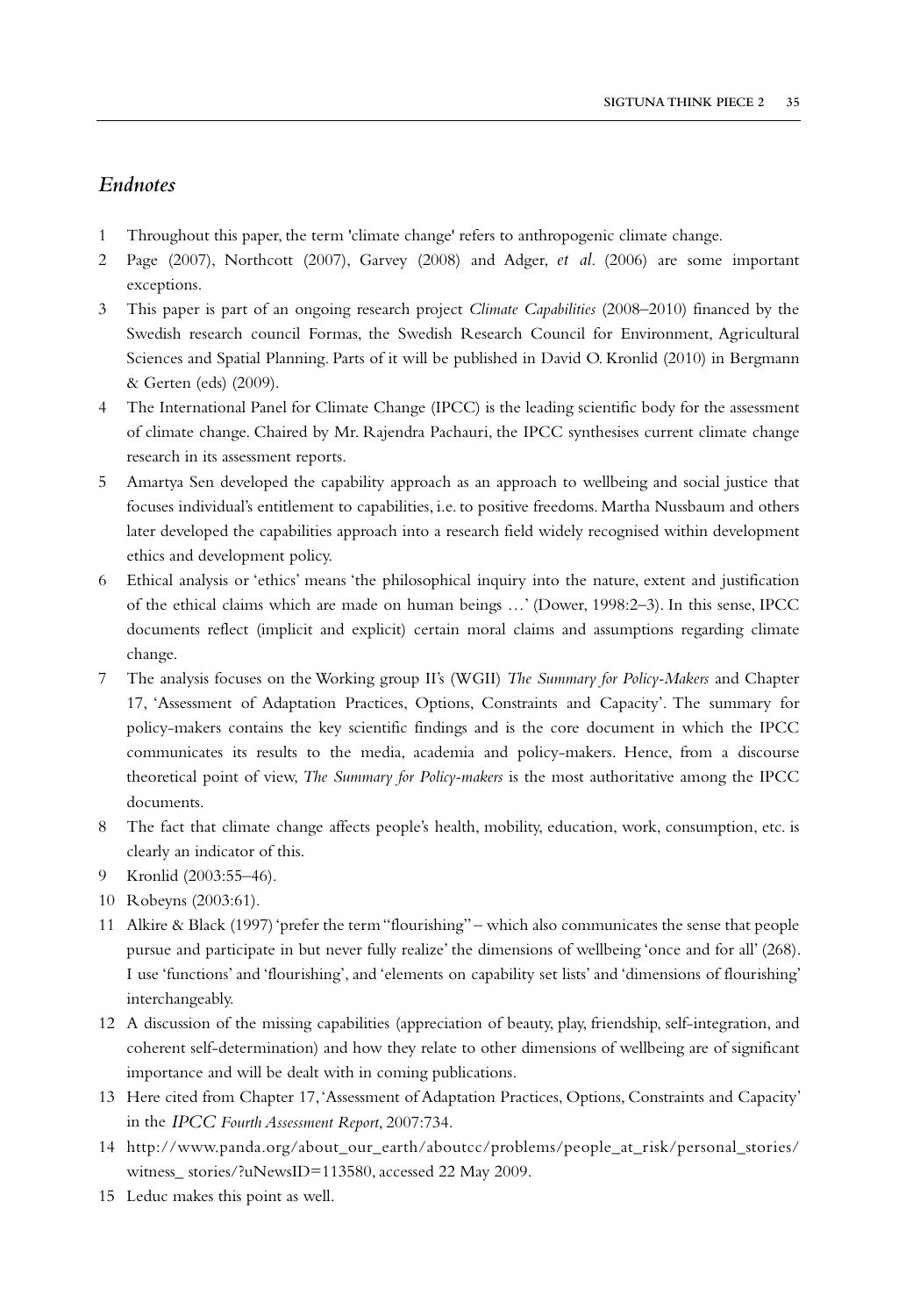## *Endnotes*

1 Throughout this paper, the term 'climate change' refers to anthropogenic climate change.
2 Page (2007), Northcott (2007), Garvey (2008) and Adger, *et al*. (2006) are some important exceptions.
3 This paper is part of an ongoing research project *Climate Capabilities* (2008–2010) financed by the Swedish research council Formas, the Swedish Research Council for Environment, Agricultural Sciences and Spatial Planning. Parts of it will be published in David O. Kronlid (2010) in Bergmann & Gerten (eds) (2009).
4 The International Panel for Climate Change (IPCC) is the leading scientific body for the assessment of climate change. Chaired by Mr. Rajendra Pachauri, the IPCC synthesises current climate change research in its assessment reports.
5 Amartya Sen developed the capability approach as an approach to wellbeing and social justice that focuses individual's entitlement to capabilities, i.e. to positive freedoms. Martha Nussbaum and others later developed the capabilities approach into a research field widely recognised within development ethics and development policy.
6 Ethical analysis or 'ethics' means 'the philosophical inquiry into the nature, extent and justification of the ethical claims which are made on human beings …' (Dower, 1998:2–3). In this sense, IPCC documents reflect (implicit and explicit) certain moral claims and assumptions regarding climate change.
7 The analysis focuses on the Working group II's (WGII) *The Summary for Policy-Makers* and Chapter 17, 'Assessment of Adaptation Practices, Options, Constraints and Capacity'. The summary for policy-makers contains the key scientific findings and is the core document in which the IPCC communicates its results to the media, academia and policy-makers. Hence, from a discourse theoretical point of view, *The Summary for Policy-makers* is the most authoritative among the IPCC documents.
8 The fact that climate change affects people's health, mobility, education, work, consumption, etc. is clearly an indicator of this.
9 Kronlid (2003:55–46).
10 Robeyns (2003:61).
11 Alkire & Black (1997) 'prefer the term "flourishing" – which also communicates the sense that people pursue and participate in but never fully realize' the dimensions of wellbeing 'once and for all' (268). I use 'functions' and 'flourishing', and 'elements on capability set lists' and 'dimensions of flourishing' interchangeably.
12 A discussion of the missing capabilities (appreciation of beauty, play, friendship, self-integration, and coherent self-determination) and how they relate to other dimensions of wellbeing are of significant importance and will be dealt with in coming publications.
13 Here cited from Chapter 17, 'Assessment of Adaptation Practices, Options, Constraints and Capacity' in the *IPCC Fourth Assessment Report*, 2007:734.
14 http://www.panda.org/about_our_earth/aboutcc/problems/people_at_risk/personal_stories/witness_ stories/?uNewsID=113580, accessed 22 May 2009.
15 Leduc makes this point as well.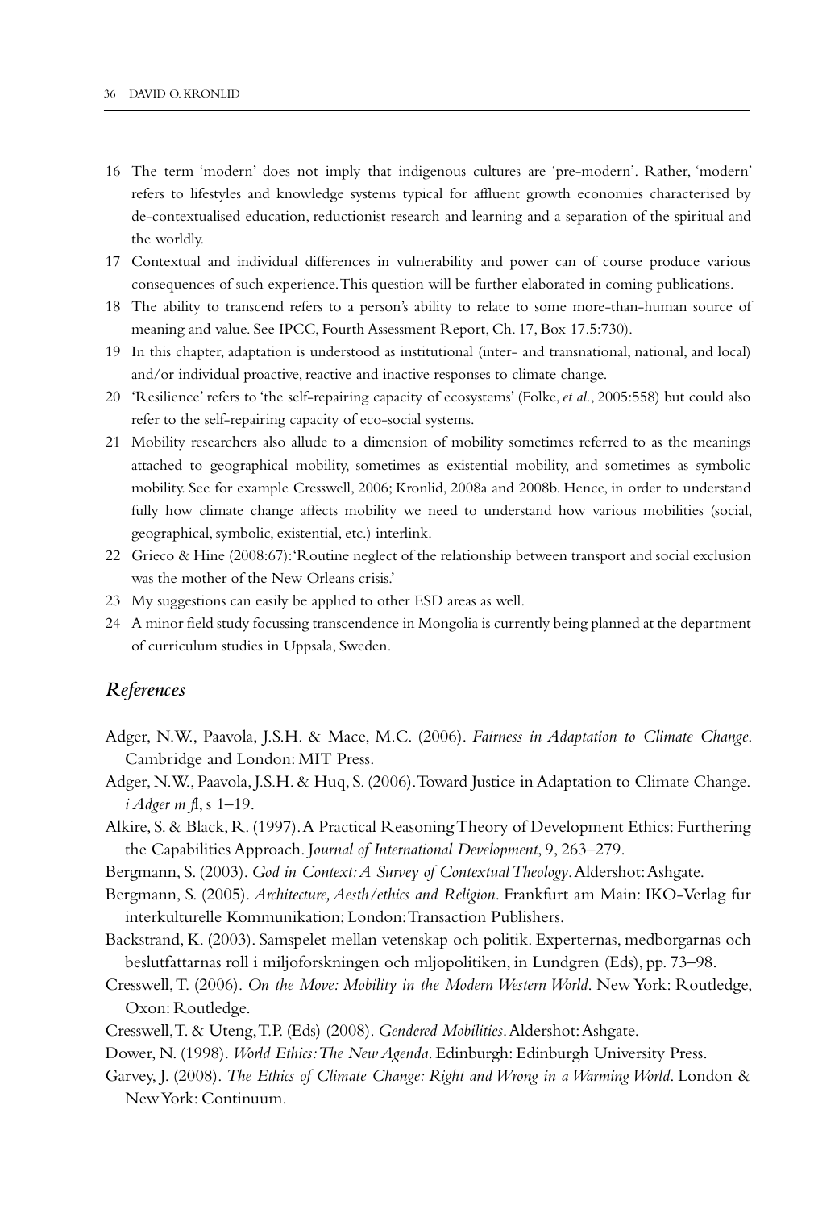16 The term 'modern' does not imply that indigenous cultures are 'pre-modern'. Rather, 'modern' refers to lifestyles and knowledge systems typical for affluent growth economies characterised by de-contextualised education, reductionist research and learning and a separation of the spiritual and the worldly.

17 Contextual and individual differences in vulnerability and power can of course produce various consequences of such experience. This question will be further elaborated in coming publications.

18 The ability to transcend refers to a person's ability to relate to some more-than-human source of meaning and value. See IPCC, Fourth Assessment Report, Ch. 17, Box 17.5:730).

19 In this chapter, adaptation is understood as institutional (inter- and transnational, national, and local) and/or individual proactive, reactive and inactive responses to climate change.

20 'Resilience' refers to 'the self-repairing capacity of ecosystems' (Folke, *et al.*, 2005:558) but could also refer to the self-repairing capacity of eco-social systems.

21 Mobility researchers also allude to a dimension of mobility sometimes referred to as the meanings attached to geographical mobility, sometimes as existential mobility, and sometimes as symbolic mobility. See for example Cresswell, 2006; Kronlid, 2008a and 2008b. Hence, in order to understand fully how climate change affects mobility we need to understand how various mobilities (social, geographical, symbolic, existential, etc.) interlink.

22 Grieco & Hine (2008:67): 'Routine neglect of the relationship between transport and social exclusion was the mother of the New Orleans crisis.'

23 My suggestions can easily be applied to other ESD areas as well.

24 A minor field study focussing transcendence in Mongolia is currently being planned at the department of curriculum studies in Uppsala, Sweden.

## *References*

Adger, N.W., Paavola, J.S.H. & Mace, M.C. (2006). *Fairness in Adaptation to Climate Change*. Cambridge and London: MIT Press.

Adger, N.W., Paavola, J.S.H. & Huq, S. (2006). Toward Justice in Adaptation to Climate Change. *i Adger m fl*, s 1–19.

Alkire, S. & Black, R. (1997). A Practical Reasoning Theory of Development Ethics: Furthering the Capabilities Approach. J*ournal of International Development*, 9, 263–279.

Bergmann, S. (2003). *God in Context: A Survey of Contextual Theology*. Aldershot: Ashgate.

Bergmann, S. (2005). *Architecture, Aesth/ethics and Religion*. Frankfurt am Main: IKO-Verlag fur interkulturelle Kommunikation; London: Transaction Publishers.

Backstrand, K. (2003). Samspelet mellan vetenskap och politik. Experternas, medborgarnas och beslutfattarnas roll i miljoforskningen och mljopolitiken, in Lundgren (Eds), pp. 73–98.

Cresswell, T. (2006). *On the Move: Mobility in the Modern Western World*. New York: Routledge, Oxon: Routledge.

Cresswell, T. & Uteng, T.P. (Eds) (2008). *Gendered Mobilities*. Aldershot: Ashgate.

Dower, N. (1998). *World Ethics: The New Agenda*. Edinburgh: Edinburgh University Press.

Garvey, J. (2008). *The Ethics of Climate Change: Right and Wrong in a Warming World*. London & New York: Continuum.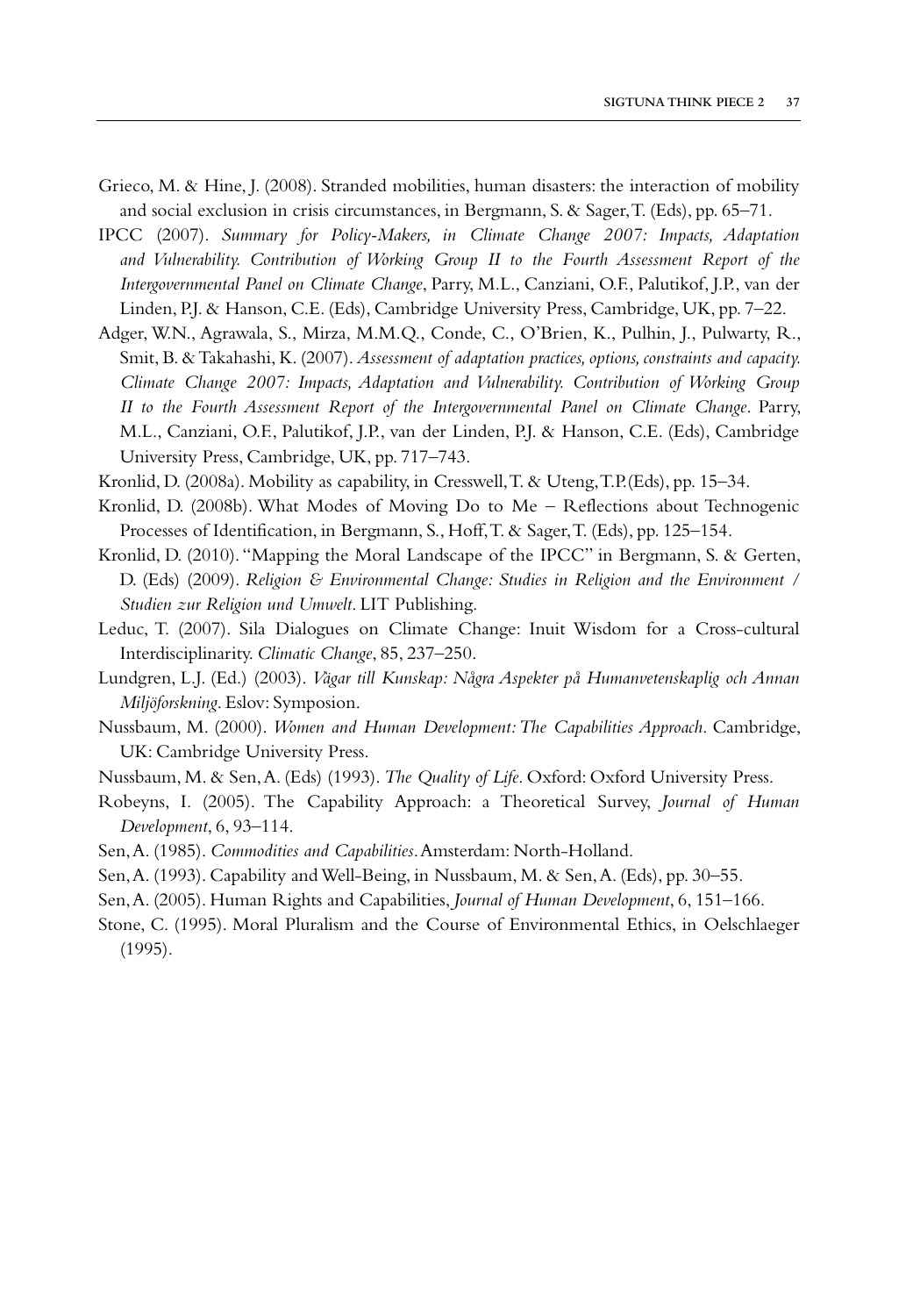Grieco, M. & Hine, J. (2008). Stranded mobilities, human disasters: the interaction of mobility and social exclusion in crisis circumstances, in Bergmann, S. & Sager, T. (Eds), pp. 65–71.

IPCC (2007). *Summary for Policy-Makers, in Climate Change 2007: Impacts, Adaptation and Vulnerability. Contribution of Working Group II to the Fourth Assessment Report of the Intergovernmental Panel on Climate Change*, Parry, M.L., Canziani, O.F., Palutikof, J.P., van der Linden, P.J. & Hanson, C.E. (Eds), Cambridge University Press, Cambridge, UK, pp. 7–22.

Adger, W.N., Agrawala, S., Mirza, M.M.Q., Conde, C., O'Brien, K., Pulhin, J., Pulwarty, R., Smit, B. & Takahashi, K. (2007). *Assessment of adaptation practices, options, constraints and capacity. Climate Change 2007: Impacts, Adaptation and Vulnerability. Contribution of Working Group II to the Fourth Assessment Report of the Intergovernmental Panel on Climate Change*. Parry, M.L., Canziani, O.F., Palutikof, J.P., van der Linden, P.J. & Hanson, C.E. (Eds), Cambridge University Press, Cambridge, UK, pp. 717–743.

Kronlid, D. (2008a). Mobility as capability, in Cresswell, T. & Uteng, T.P. (Eds), pp. 15–34.

Kronlid, D. (2008b). What Modes of Moving Do to Me – Reflections about Technogenic Processes of Identification, in Bergmann, S., Hoff, T. & Sager, T. (Eds), pp. 125–154.

Kronlid, D. (2010). "Mapping the Moral Landscape of the IPCC" in Bergmann, S. & Gerten, D. (Eds) (2009). *Religion & Environmental Change: Studies in Religion and the Environment / Studien zur Religion und Umwelt*. LIT Publishing.

Leduc, T. (2007). Sila Dialogues on Climate Change: Inuit Wisdom for a Cross-cultural Interdisciplinarity. *Climatic Change*, 85, 237–250.

Lundgren, L.J. (Ed.) (2003). *Vägar till Kunskap: Några Aspekter på Humanvetenskaplig och Annan Miljöforskning*. Eslov: Symposion.

Nussbaum, M. (2000). *Women and Human Development: The Capabilities Approach*. Cambridge, UK: Cambridge University Press.

Nussbaum, M. & Sen, A. (Eds) (1993). *The Quality of Life*. Oxford: Oxford University Press.

Robeyns, I. (2005). The Capability Approach: a Theoretical Survey, *Journal of Human Development*, 6, 93–114.

Sen, A. (1985). *Commodities and Capabilities*. Amsterdam: North-Holland.

Sen, A. (1993). Capability and Well-Being, in Nussbaum, M. & Sen, A. (Eds), pp. 30–55.

Sen, A. (2005). Human Rights and Capabilities, *Journal of Human Development*, 6, 151–166.

Stone, C. (1995). Moral Pluralism and the Course of Environmental Ethics, in Oelschlaeger (1995).